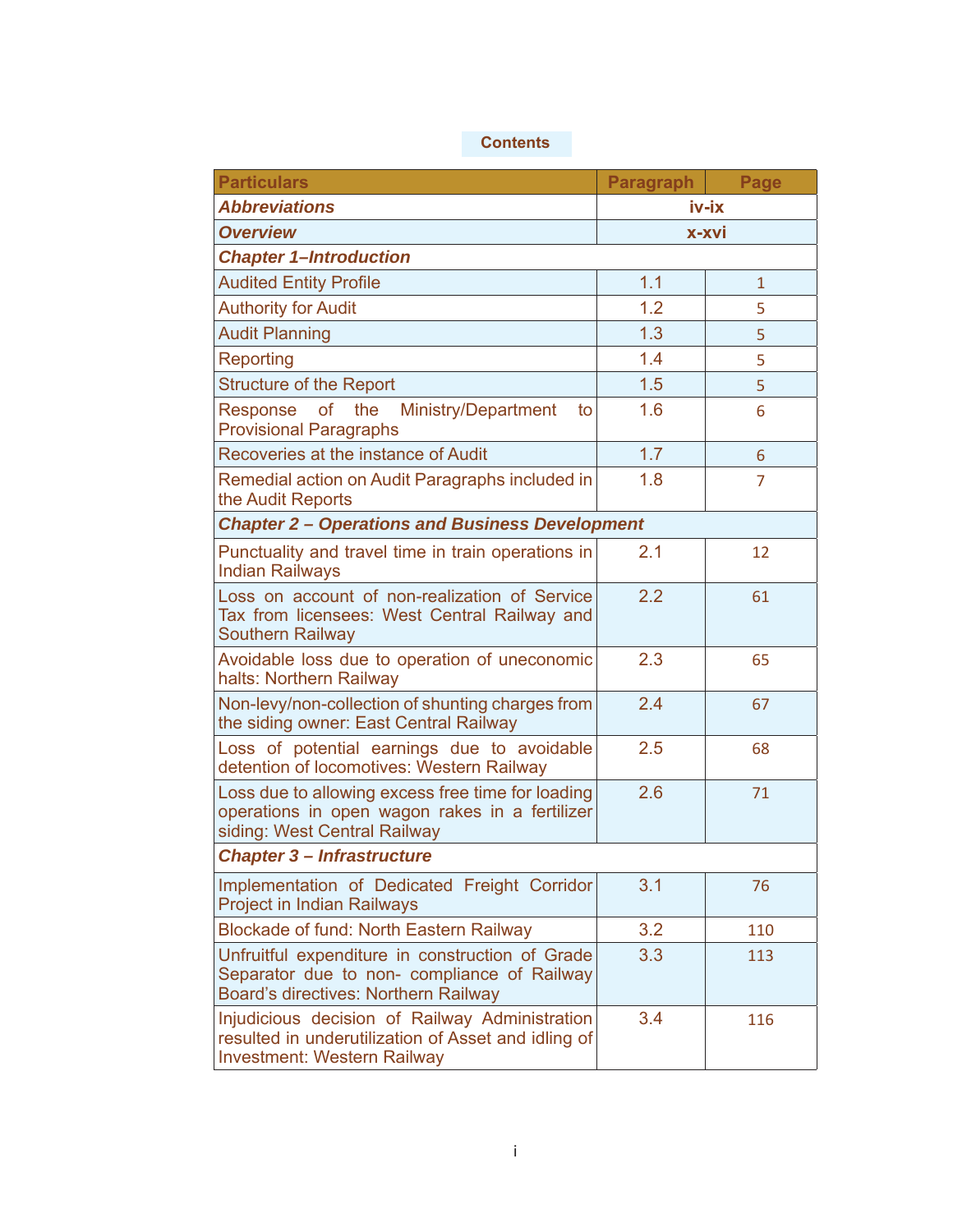## Contents

| Particulars | Paragraph | Page |
|---|---|---|
| ***Abbreviations*** | **iv-ix** | |
| ***Overview*** | **x-xvi** | |
| ***Chapter 1–Introduction*** | | |
| Audited Entity Profile | 1.1 | 1 |
| Authority for Audit | 1.2 | 5 |
| Audit Planning | 1.3 | 5 |
| Reporting | 1.4 | 5 |
| Structure of the Report | 1.5 | 5 |
| Response of the Ministry/Department to Provisional Paragraphs | 1.6 | 6 |
| Recoveries at the instance of Audit | 1.7 | 6 |
| Remedial action on Audit Paragraphs included in the Audit Reports | 1.8 | 7 |
| ***Chapter 2 – Operations and Business Development*** | | |
| Punctuality and travel time in train operations in Indian Railways | 2.1 | 12 |
| Loss on account of non-realization of Service Tax from licensees: West Central Railway and Southern Railway | 2.2 | 61 |
| Avoidable loss due to operation of uneconomic halts: Northern Railway | 2.3 | 65 |
| Non-levy/non-collection of shunting charges from the siding owner: East Central Railway | 2.4 | 67 |
| Loss of potential earnings due to avoidable detention of locomotives: Western Railway | 2.5 | 68 |
| Loss due to allowing excess free time for loading operations in open wagon rakes in a fertilizer siding: West Central Railway | 2.6 | 71 |
| ***Chapter 3 – Infrastructure*** | | |
| Implementation of Dedicated Freight Corridor Project in Indian Railways | 3.1 | 76 |
| Blockade of fund: North Eastern Railway | 3.2 | 110 |
| Unfruitful expenditure in construction of Grade Separator due to non- compliance of Railway Board's directives: Northern Railway | 3.3 | 113 |
| Injudicious decision of Railway Administration resulted in underutilization of Asset and idling of Investment: Western Railway | 3.4 | 116 |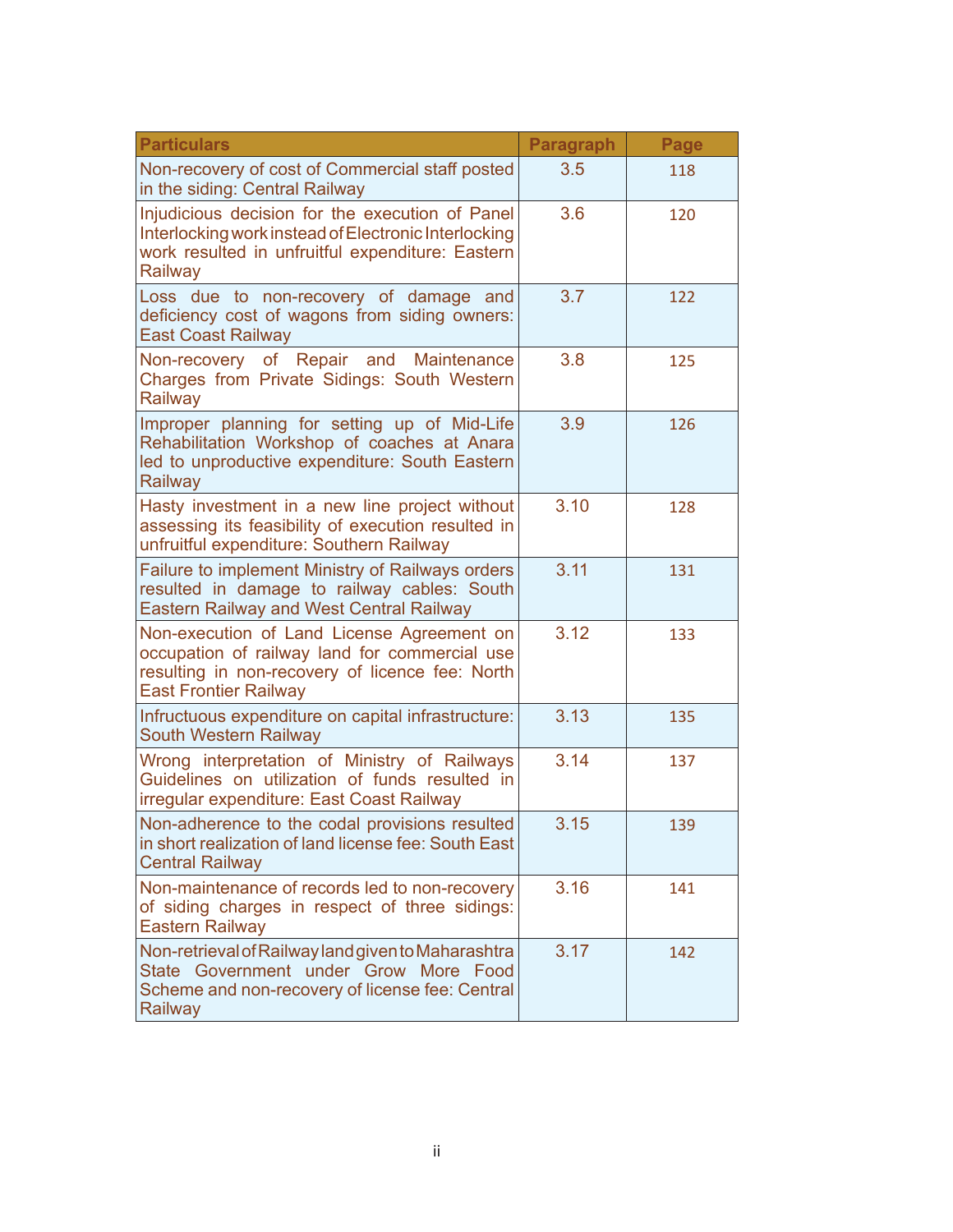| Particulars | Paragraph | Page |
| --- | --- | --- |
| Non-recovery of cost of Commercial staff posted in the siding: Central Railway | 3.5 | 118 |
| Injudicious decision for the execution of Panel Interlocking work instead of Electronic Interlocking work resulted in unfruitful expenditure: Eastern Railway | 3.6 | 120 |
| Loss due to non-recovery of damage and deficiency cost of wagons from siding owners: East Coast Railway | 3.7 | 122 |
| Non-recovery of Repair and Maintenance Charges from Private Sidings: South Western Railway | 3.8 | 125 |
| Improper planning for setting up of Mid-Life Rehabilitation Workshop of coaches at Anara led to unproductive expenditure: South Eastern Railway | 3.9 | 126 |
| Hasty investment in a new line project without assessing its feasibility of execution resulted in unfruitful expenditure: Southern Railway | 3.10 | 128 |
| Failure to implement Ministry of Railways orders resulted in damage to railway cables: South Eastern Railway and West Central Railway | 3.11 | 131 |
| Non-execution of Land License Agreement on occupation of railway land for commercial use resulting in non-recovery of licence fee: North East Frontier Railway | 3.12 | 133 |
| Infructuous expenditure on capital infrastructure: South Western Railway | 3.13 | 135 |
| Wrong interpretation of Ministry of Railways Guidelines on utilization of funds resulted in irregular expenditure: East Coast Railway | 3.14 | 137 |
| Non-adherence to the codal provisions resulted in short realization of land license fee: South East Central Railway | 3.15 | 139 |
| Non-maintenance of records led to non-recovery of siding charges in respect of three sidings: Eastern Railway | 3.16 | 141 |
| Non-retrieval of Railway land given to Maharashtra State Government under Grow More Food Scheme and non-recovery of license fee: Central Railway | 3.17 | 142 |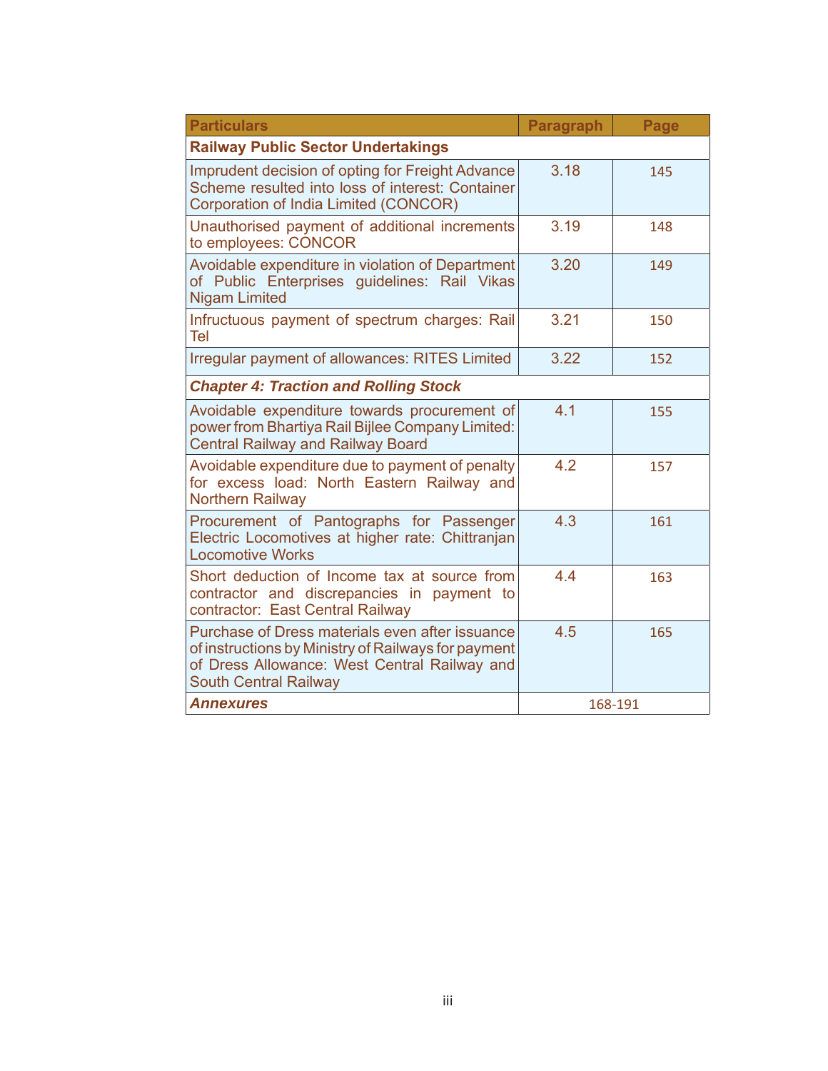| Particulars | Paragraph | Page |
|---|---|---|
| **Railway Public Sector Undertakings** | | |
| Imprudent decision of opting for Freight Advance Scheme resulted into loss of interest: Container Corporation of India Limited (CONCOR) | 3.18 | 145 |
| Unauthorised payment of additional increments to employees: CONCOR | 3.19 | 148 |
| Avoidable expenditure in violation of Department of Public Enterprises guidelines: Rail Vikas Nigam Limited | 3.20 | 149 |
| Infructuous payment of spectrum charges: Rail Tel | 3.21 | 150 |
| Irregular payment of allowances: RITES Limited | 3.22 | 152 |
| ***Chapter 4: Traction and Rolling Stock*** | | |
| Avoidable expenditure towards procurement of power from Bhartiya Rail Bijlee Company Limited: Central Railway and Railway Board | 4.1 | 155 |
| Avoidable expenditure due to payment of penalty for excess load: North Eastern Railway and Northern Railway | 4.2 | 157 |
| Procurement of Pantographs for Passenger Electric Locomotives at higher rate: Chittranjan Locomotive Works | 4.3 | 161 |
| Short deduction of Income tax at source from contractor and discrepancies in payment to contractor: East Central Railway | 4.4 | 163 |
| Purchase of Dress materials even after issuance of instructions by Ministry of Railways for payment of Dress Allowance: West Central Railway and South Central Railway | 4.5 | 165 |
| ***Annexures*** | 168-191 | |